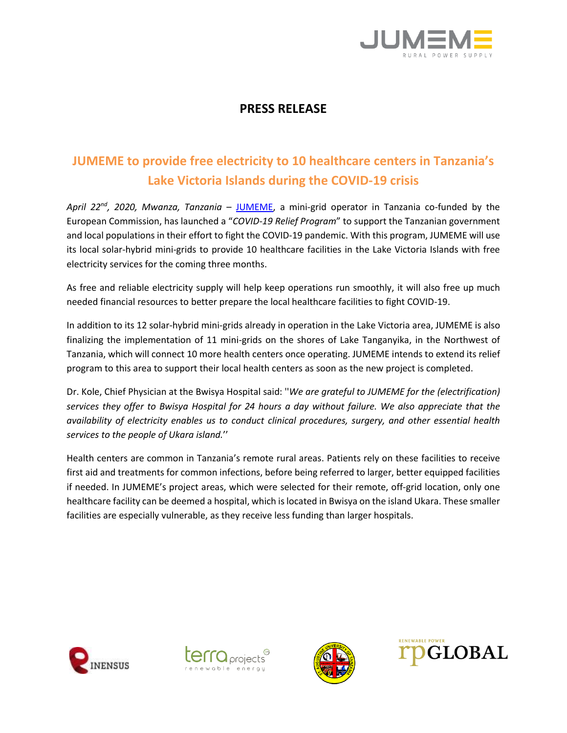# PRESS RELEASE

## JUMEME to provide free electricity to 10 healthcare centers in Tanzania's Lake Victoria Islands during the COVID-19 crisis

*April 22nd, 2020, Mwanza, Tanzania* – JUMEME, a mini-grid operator in Tanzania co-funded by the European Commission, has launched a "*COVID-19 Relief Program*" to support the Tanzanian government and local populations in their effort to fight the COVID-19 pandemic. With this program, JUMEME will use its local solar-hybrid mini-grids to provide 10 healthcare facilities in the Lake Victoria Islands with free electricity services for the coming three months.

As free and reliable electricity supply will help keep operations run smoothly, it will also free up much needed financial resources to better prepare the local healthcare facilities to fight COVID-19.

In addition to its 12 solar-hybrid mini-grids already in operation in the Lake Victoria area, JUMEME is also finalizing the implementation of 11 mini-grids on the shores of Lake Tanganyika, in the Northwest of Tanzania, which will connect 10 more health centers once operating. JUMEME intends to extend its relief program to this area to support their local health centers as soon as the new project is completed.

Dr. Kole, Chief Physician at the Bwisya Hospital said: ''*We are grateful to JUMEME for the (electrification) services they offer to Bwisya Hospital for 24 hours a day without failure. We also appreciate that the availability of electricity enables us to conduct clinical procedures, surgery, and other essential health services to the people of Ukara island.*''

Health centers are common in Tanzania's remote rural areas. Patients rely on these facilities to receive first aid and treatments for common infections, before being referred to larger, better equipped facilities if needed. In JUMEME's project areas, which were selected for their remote, off-grid location, only one healthcare facility can be deemed a hospital, which is located in Bwisya on the island Ukara. These smaller facilities are especially vulnerable, as they receive less funding than larger hospitals.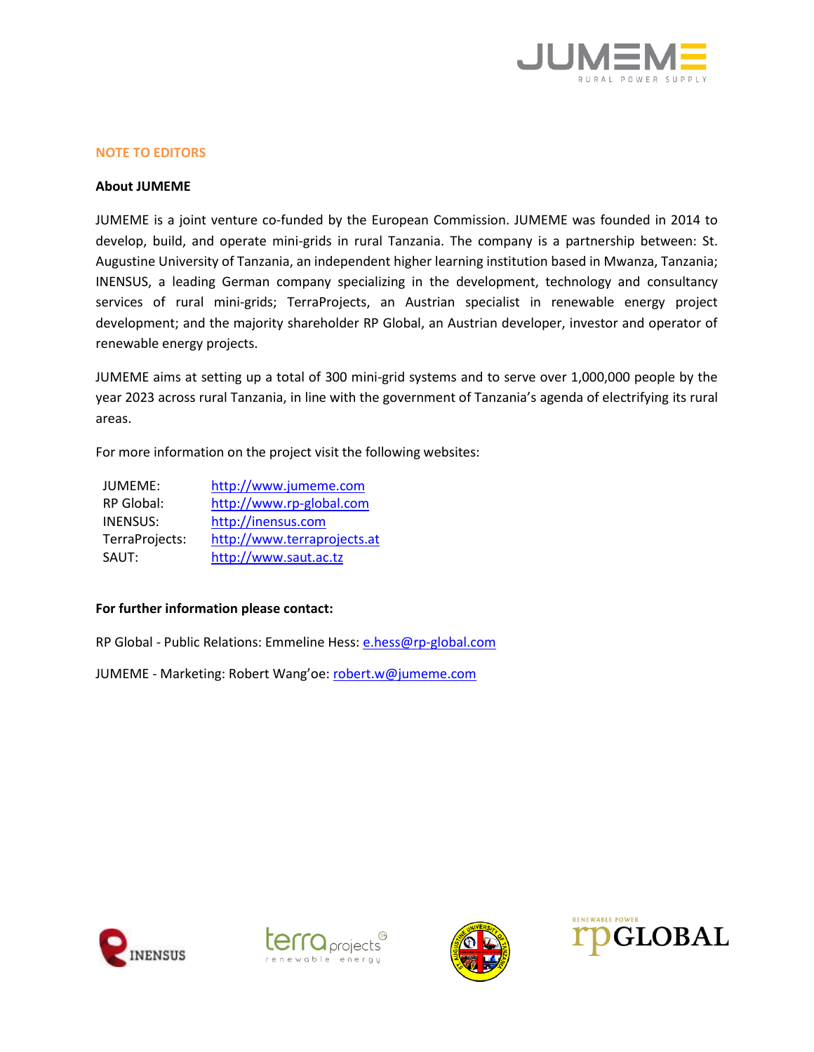## NOTE TO EDITORS

**About JUMEME**

JUMEME is a joint venture co-funded by the European Commission. JUMEME was founded in 2014 to develop, build, and operate mini-grids in rural Tanzania. The company is a partnership between: St. Augustine University of Tanzania, an independent higher learning institution based in Mwanza, Tanzania; INENSUS, a leading German company specializing in the development, technology and consultancy services of rural mini-grids; TerraProjects, an Austrian specialist in renewable energy project development; and the majority shareholder RP Global, an Austrian developer, investor and operator of renewable energy projects.

JUMEME aims at setting up a total of 300 mini-grid systems and to serve over 1,000,000 people by the year 2023 across rural Tanzania, in line with the government of Tanzania's agenda of electrifying its rural areas.

For more information on the project visit the following websites:

| | |
|---|---|
| JUMEME: | http://www.jumeme.com |
| RP Global: | http://www.rp-global.com |
| INENSUS: | http://inensus.com |
| TerraProjects: | http://www.terraprojects.at |
| SAUT: | http://www.saut.ac.tz |

**For further information please contact:**

RP Global - Public Relations: Emmeline Hess: e.hess@rp-global.com

JUMEME - Marketing: Robert Wang'oe: robert.w@jumeme.com